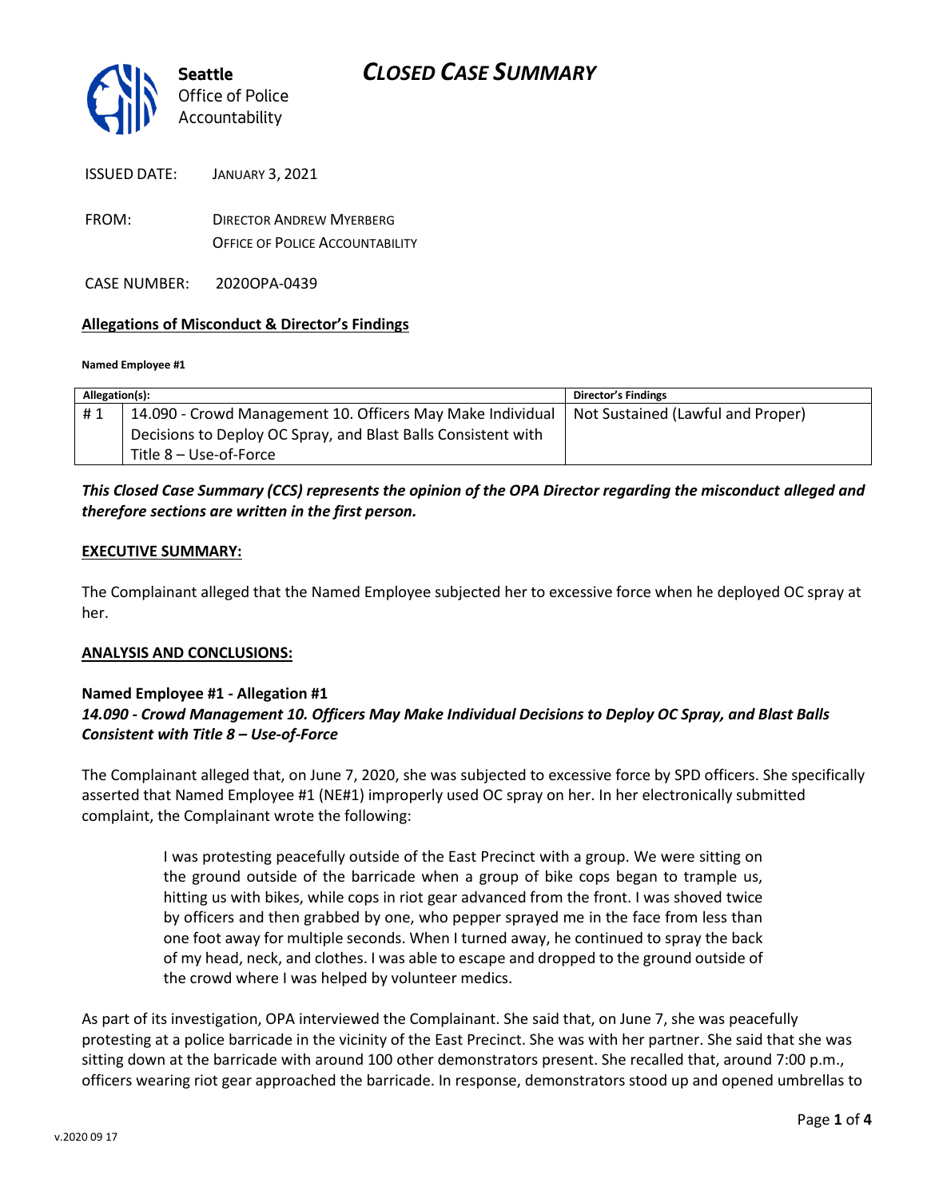Seattle Office of Police Accountability

# CLOSED CASE SUMMARY

ISSUED DATE: JANUARY 3, 2021

FROM: DIRECTOR ANDREW MYERBERG
OFFICE OF POLICE ACCOUNTABILITY

CASE NUMBER: 2020OPA-0439

**Allegations of Misconduct & Director's Findings**

**Named Employee #1**

| Allegation(s): | | Director's Findings |
|---|---|---|
| # 1 | 14.090 - Crowd Management 10. Officers May Make Individual Decisions to Deploy OC Spray, and Blast Balls Consistent with Title 8 – Use-of-Force | Not Sustained (Lawful and Proper) |

***This Closed Case Summary (CCS) represents the opinion of the OPA Director regarding the misconduct alleged and therefore sections are written in the first person.***

**EXECUTIVE SUMMARY:**

The Complainant alleged that the Named Employee subjected her to excessive force when he deployed OC spray at her.

**ANALYSIS AND CONCLUSIONS:**

**Named Employee #1 - Allegation #1**
***14.090 - Crowd Management 10. Officers May Make Individual Decisions to Deploy OC Spray, and Blast Balls Consistent with Title 8 – Use-of-Force***

The Complainant alleged that, on June 7, 2020, she was subjected to excessive force by SPD officers. She specifically asserted that Named Employee #1 (NE#1) improperly used OC spray on her. In her electronically submitted complaint, the Complainant wrote the following:

> I was protesting peacefully outside of the East Precinct with a group. We were sitting on the ground outside of the barricade when a group of bike cops began to trample us, hitting us with bikes, while cops in riot gear advanced from the front. I was shoved twice by officers and then grabbed by one, who pepper sprayed me in the face from less than one foot away for multiple seconds. When I turned away, he continued to spray the back of my head, neck, and clothes. I was able to escape and dropped to the ground outside of the crowd where I was helped by volunteer medics.

As part of its investigation, OPA interviewed the Complainant. She said that, on June 7, she was peacefully protesting at a police barricade in the vicinity of the East Precinct. She was with her partner. She said that she was sitting down at the barricade with around 100 other demonstrators present. She recalled that, around 7:00 p.m., officers wearing riot gear approached the barricade. In response, demonstrators stood up and opened umbrellas to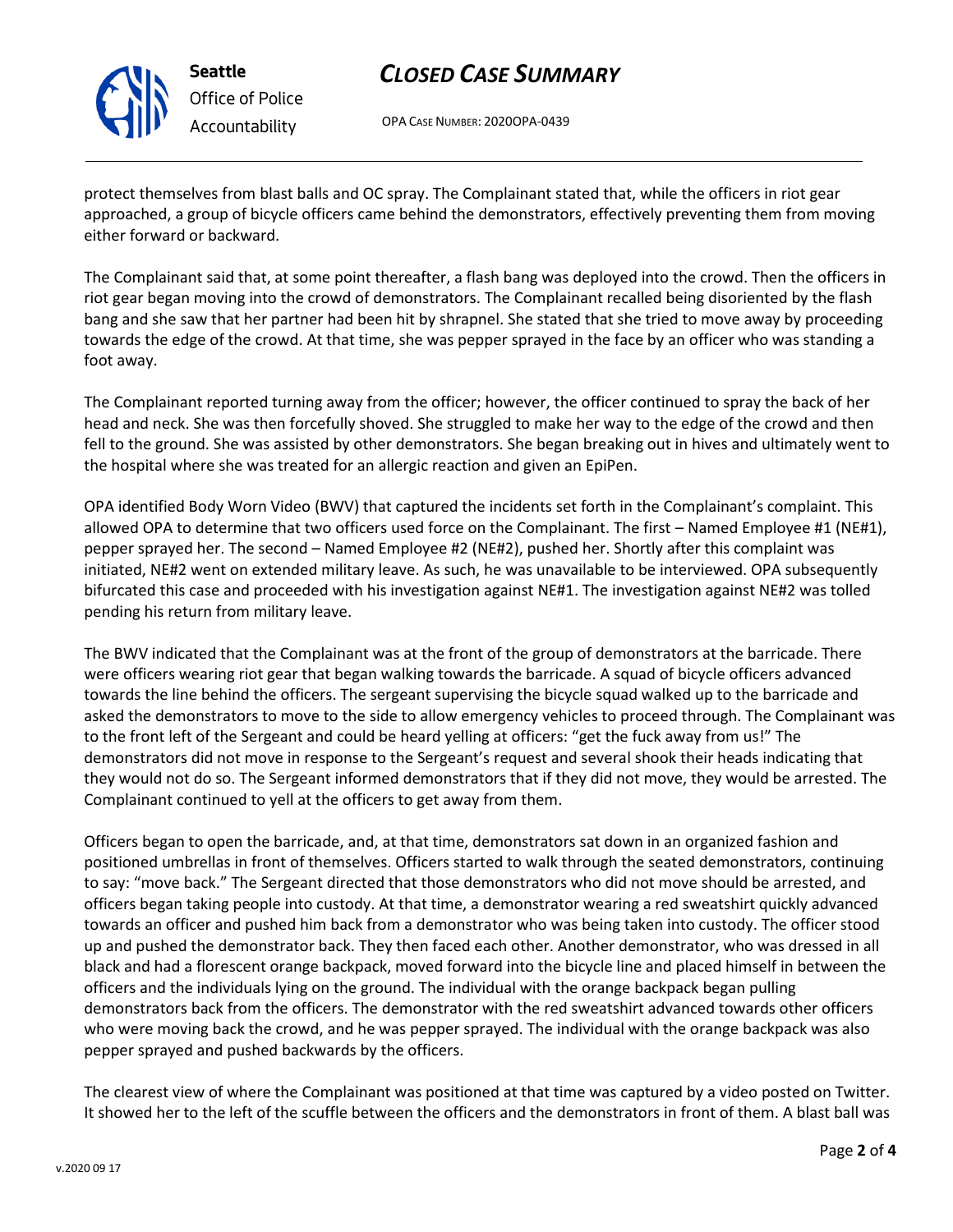protect themselves from blast balls and OC spray. The Complainant stated that, while the officers in riot gear approached, a group of bicycle officers came behind the demonstrators, effectively preventing them from moving either forward or backward.

The Complainant said that, at some point thereafter, a flash bang was deployed into the crowd. Then the officers in riot gear began moving into the crowd of demonstrators. The Complainant recalled being disoriented by the flash bang and she saw that her partner had been hit by shrapnel. She stated that she tried to move away by proceeding towards the edge of the crowd. At that time, she was pepper sprayed in the face by an officer who was standing a foot away.

The Complainant reported turning away from the officer; however, the officer continued to spray the back of her head and neck. She was then forcefully shoved. She struggled to make her way to the edge of the crowd and then fell to the ground. She was assisted by other demonstrators. She began breaking out in hives and ultimately went to the hospital where she was treated for an allergic reaction and given an EpiPen.

OPA identified Body Worn Video (BWV) that captured the incidents set forth in the Complainant's complaint. This allowed OPA to determine that two officers used force on the Complainant. The first – Named Employee #1 (NE#1), pepper sprayed her. The second – Named Employee #2 (NE#2), pushed her. Shortly after this complaint was initiated, NE#2 went on extended military leave. As such, he was unavailable to be interviewed. OPA subsequently bifurcated this case and proceeded with his investigation against NE#1. The investigation against NE#2 was tolled pending his return from military leave.

The BWV indicated that the Complainant was at the front of the group of demonstrators at the barricade. There were officers wearing riot gear that began walking towards the barricade. A squad of bicycle officers advanced towards the line behind the officers. The sergeant supervising the bicycle squad walked up to the barricade and asked the demonstrators to move to the side to allow emergency vehicles to proceed through. The Complainant was to the front left of the Sergeant and could be heard yelling at officers: "get the fuck away from us!" The demonstrators did not move in response to the Sergeant's request and several shook their heads indicating that they would not do so. The Sergeant informed demonstrators that if they did not move, they would be arrested. The Complainant continued to yell at the officers to get away from them.

Officers began to open the barricade, and, at that time, demonstrators sat down in an organized fashion and positioned umbrellas in front of themselves. Officers started to walk through the seated demonstrators, continuing to say: "move back." The Sergeant directed that those demonstrators who did not move should be arrested, and officers began taking people into custody. At that time, a demonstrator wearing a red sweatshirt quickly advanced towards an officer and pushed him back from a demonstrator who was being taken into custody. The officer stood up and pushed the demonstrator back. They then faced each other. Another demonstrator, who was dressed in all black and had a florescent orange backpack, moved forward into the bicycle line and placed himself in between the officers and the individuals lying on the ground. The individual with the orange backpack began pulling demonstrators back from the officers. The demonstrator with the red sweatshirt advanced towards other officers who were moving back the crowd, and he was pepper sprayed. The individual with the orange backpack was also pepper sprayed and pushed backwards by the officers.

The clearest view of where the Complainant was positioned at that time was captured by a video posted on Twitter. It showed her to the left of the scuffle between the officers and the demonstrators in front of them. A blast ball was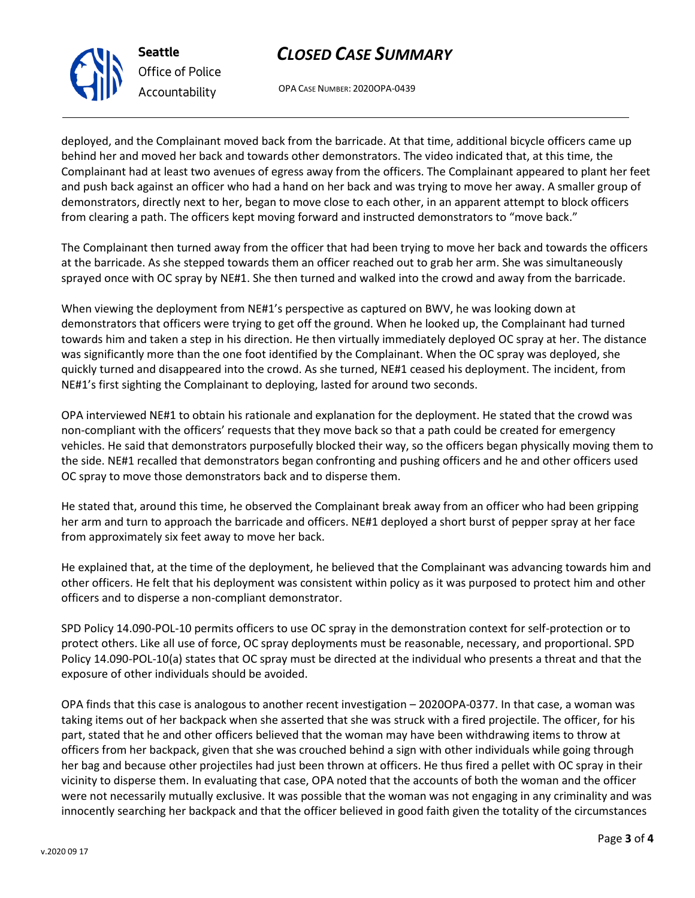deployed, and the Complainant moved back from the barricade. At that time, additional bicycle officers came up behind her and moved her back and towards other demonstrators. The video indicated that, at this time, the Complainant had at least two avenues of egress away from the officers. The Complainant appeared to plant her feet and push back against an officer who had a hand on her back and was trying to move her away. A smaller group of demonstrators, directly next to her, began to move close to each other, in an apparent attempt to block officers from clearing a path. The officers kept moving forward and instructed demonstrators to "move back."

The Complainant then turned away from the officer that had been trying to move her back and towards the officers at the barricade. As she stepped towards them an officer reached out to grab her arm. She was simultaneously sprayed once with OC spray by NE#1. She then turned and walked into the crowd and away from the barricade.

When viewing the deployment from NE#1's perspective as captured on BWV, he was looking down at demonstrators that officers were trying to get off the ground. When he looked up, the Complainant had turned towards him and taken a step in his direction. He then virtually immediately deployed OC spray at her. The distance was significantly more than the one foot identified by the Complainant. When the OC spray was deployed, she quickly turned and disappeared into the crowd. As she turned, NE#1 ceased his deployment. The incident, from NE#1's first sighting the Complainant to deploying, lasted for around two seconds.

OPA interviewed NE#1 to obtain his rationale and explanation for the deployment. He stated that the crowd was non-compliant with the officers' requests that they move back so that a path could be created for emergency vehicles. He said that demonstrators purposefully blocked their way, so the officers began physically moving them to the side. NE#1 recalled that demonstrators began confronting and pushing officers and he and other officers used OC spray to move those demonstrators back and to disperse them.

He stated that, around this time, he observed the Complainant break away from an officer who had been gripping her arm and turn to approach the barricade and officers. NE#1 deployed a short burst of pepper spray at her face from approximately six feet away to move her back.

He explained that, at the time of the deployment, he believed that the Complainant was advancing towards him and other officers. He felt that his deployment was consistent within policy as it was purposed to protect him and other officers and to disperse a non-compliant demonstrator.

SPD Policy 14.090-POL-10 permits officers to use OC spray in the demonstration context for self-protection or to protect others. Like all use of force, OC spray deployments must be reasonable, necessary, and proportional. SPD Policy 14.090-POL-10(a) states that OC spray must be directed at the individual who presents a threat and that the exposure of other individuals should be avoided.

OPA finds that this case is analogous to another recent investigation – 2020OPA-0377. In that case, a woman was taking items out of her backpack when she asserted that she was struck with a fired projectile. The officer, for his part, stated that he and other officers believed that the woman may have been withdrawing items to throw at officers from her backpack, given that she was crouched behind a sign with other individuals while going through her bag and because other projectiles had just been thrown at officers. He thus fired a pellet with OC spray in their vicinity to disperse them. In evaluating that case, OPA noted that the accounts of both the woman and the officer were not necessarily mutually exclusive. It was possible that the woman was not engaging in any criminality and was innocently searching her backpack and that the officer believed in good faith given the totality of the circumstances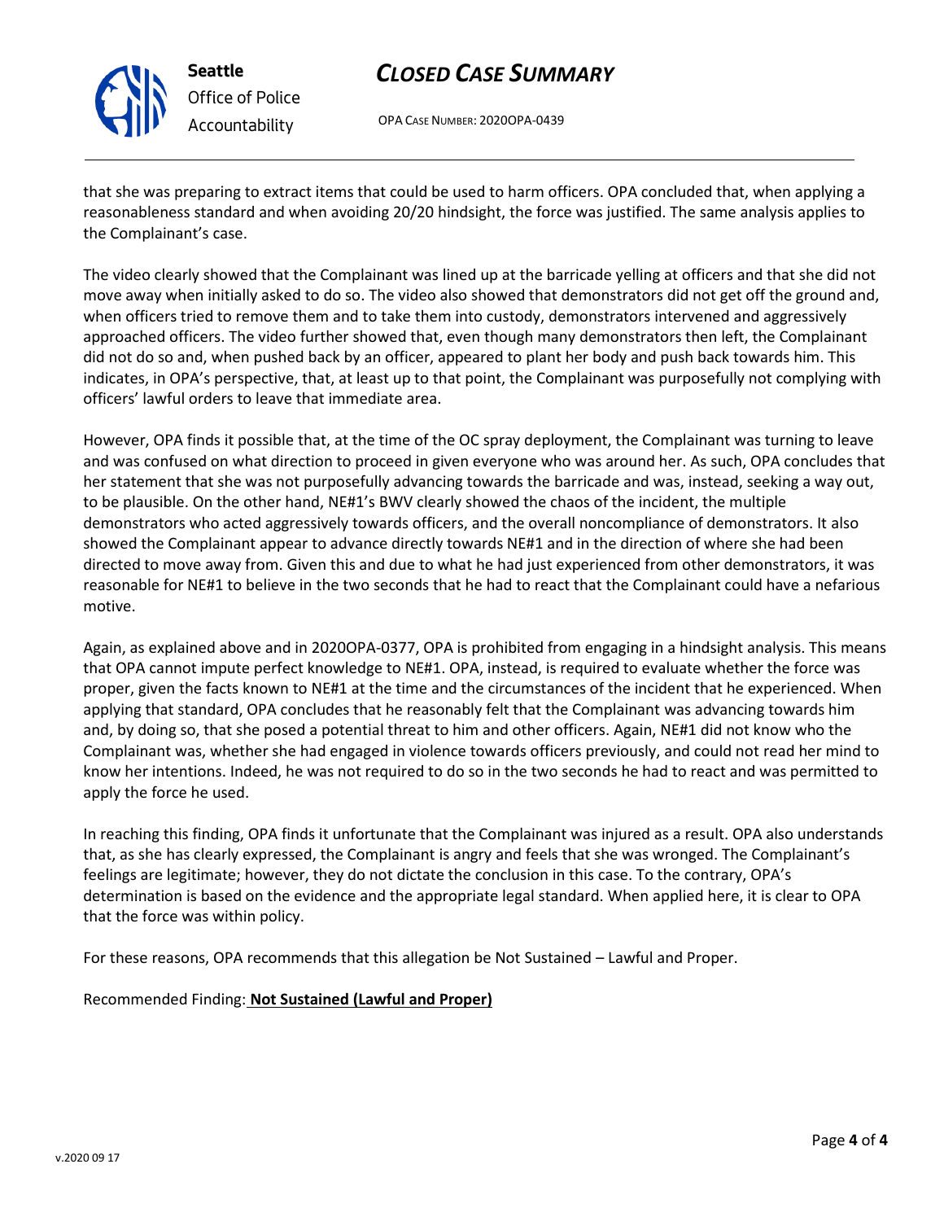that she was preparing to extract items that could be used to harm officers. OPA concluded that, when applying a reasonableness standard and when avoiding 20/20 hindsight, the force was justified. The same analysis applies to the Complainant's case.

The video clearly showed that the Complainant was lined up at the barricade yelling at officers and that she did not move away when initially asked to do so. The video also showed that demonstrators did not get off the ground and, when officers tried to remove them and to take them into custody, demonstrators intervened and aggressively approached officers. The video further showed that, even though many demonstrators then left, the Complainant did not do so and, when pushed back by an officer, appeared to plant her body and push back towards him. This indicates, in OPA's perspective, that, at least up to that point, the Complainant was purposefully not complying with officers' lawful orders to leave that immediate area.

However, OPA finds it possible that, at the time of the OC spray deployment, the Complainant was turning to leave and was confused on what direction to proceed in given everyone who was around her. As such, OPA concludes that her statement that she was not purposefully advancing towards the barricade and was, instead, seeking a way out, to be plausible. On the other hand, NE#1's BWV clearly showed the chaos of the incident, the multiple demonstrators who acted aggressively towards officers, and the overall noncompliance of demonstrators. It also showed the Complainant appear to advance directly towards NE#1 and in the direction of where she had been directed to move away from. Given this and due to what he had just experienced from other demonstrators, it was reasonable for NE#1 to believe in the two seconds that he had to react that the Complainant could have a nefarious motive.

Again, as explained above and in 2020OPA-0377, OPA is prohibited from engaging in a hindsight analysis. This means that OPA cannot impute perfect knowledge to NE#1. OPA, instead, is required to evaluate whether the force was proper, given the facts known to NE#1 at the time and the circumstances of the incident that he experienced. When applying that standard, OPA concludes that he reasonably felt that the Complainant was advancing towards him and, by doing so, that she posed a potential threat to him and other officers. Again, NE#1 did not know who the Complainant was, whether she had engaged in violence towards officers previously, and could not read her mind to know her intentions. Indeed, he was not required to do so in the two seconds he had to react and was permitted to apply the force he used.

In reaching this finding, OPA finds it unfortunate that the Complainant was injured as a result. OPA also understands that, as she has clearly expressed, the Complainant is angry and feels that she was wronged. The Complainant's feelings are legitimate; however, they do not dictate the conclusion in this case. To the contrary, OPA's determination is based on the evidence and the appropriate legal standard. When applied here, it is clear to OPA that the force was within policy.

For these reasons, OPA recommends that this allegation be Not Sustained – Lawful and Proper.

Recommended Finding: **Not Sustained (Lawful and Proper)**